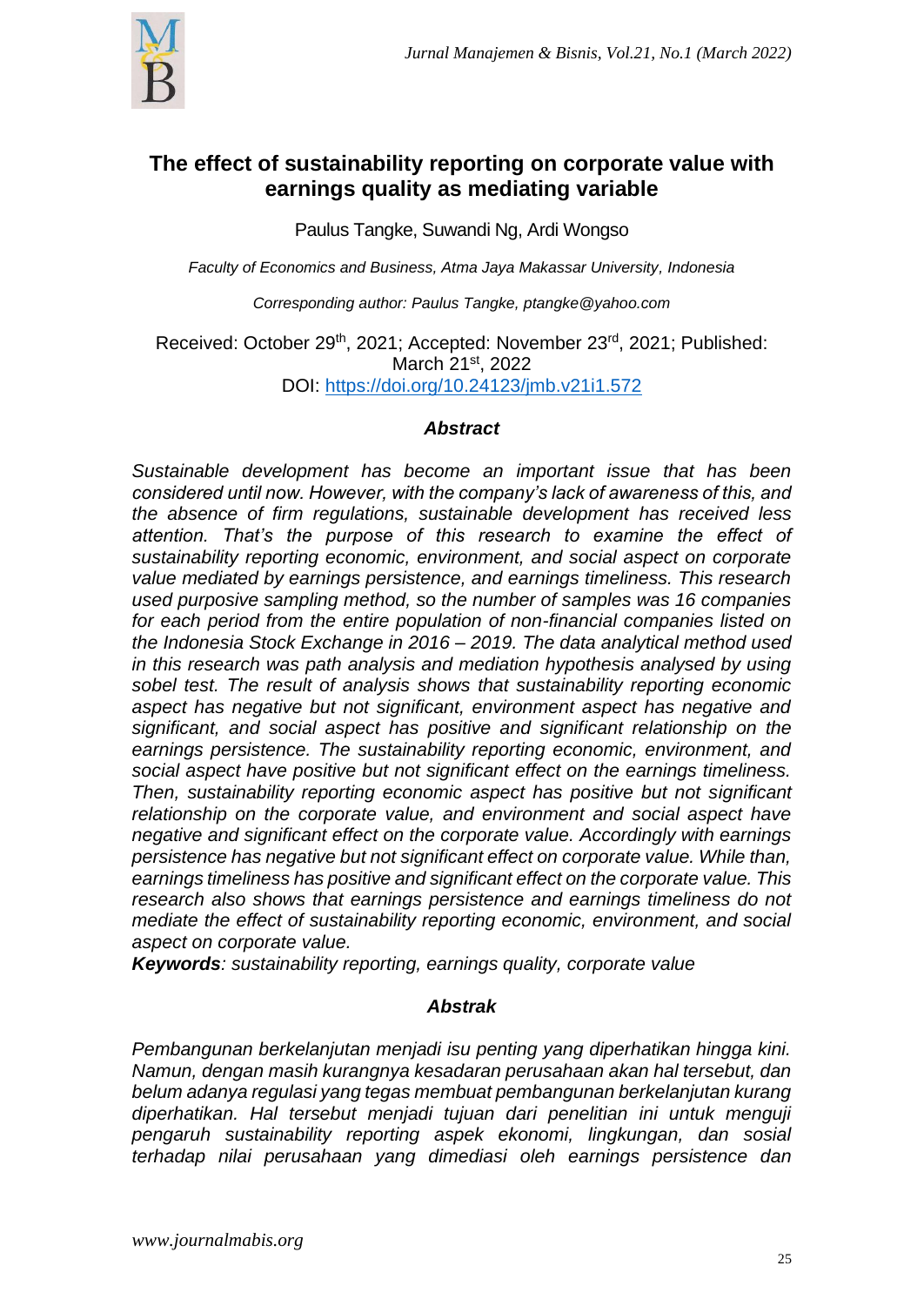# The effect of sustainability reporting on corporate value with earnings quality as mediating variable

Paulus Tangke, Suwandi Ng, Ardi Wongso

*Faculty of Economics and Business, Atma Jaya Makassar University, Indonesia*

*Corresponding author: Paulus Tangke, ptangke@yahoo.com*

Received: October 29th, 2021; Accepted: November 23rd, 2021; Published: March 21st, 2022
DOI: https://doi.org/10.24123/jmb.v21i1.572

### *Abstract*

*Sustainable development has become an important issue that has been considered until now. However, with the company's lack of awareness of this, and the absence of firm regulations, sustainable development has received less attention. That's the purpose of this research to examine the effect of sustainability reporting economic, environment, and social aspect on corporate value mediated by earnings persistence, and earnings timeliness. This research used purposive sampling method, so the number of samples was 16 companies for each period from the entire population of non-financial companies listed on the Indonesia Stock Exchange in 2016 – 2019. The data analytical method used in this research was path analysis and mediation hypothesis analysed by using sobel test. The result of analysis shows that sustainability reporting economic aspect has negative but not significant, environment aspect has negative and significant, and social aspect has positive and significant relationship on the earnings persistence. The sustainability reporting economic, environment, and social aspect have positive but not significant effect on the earnings timeliness. Then, sustainability reporting economic aspect has positive but not significant relationship on the corporate value, and environment and social aspect have negative and significant effect on the corporate value. Accordingly with earnings persistence has negative but not significant effect on corporate value. While than, earnings timeliness has positive and significant effect on the corporate value. This research also shows that earnings persistence and earnings timeliness do not mediate the effect of sustainability reporting economic, environment, and social aspect on corporate value.*

***Keywords**: sustainability reporting, earnings quality, corporate value*

### *Abstrak*

*Pembangunan berkelanjutan menjadi isu penting yang diperhatikan hingga kini. Namun, dengan masih kurangnya kesadaran perusahaan akan hal tersebut, dan belum adanya regulasi yang tegas membuat pembangunan berkelanjutan kurang diperhatikan. Hal tersebut menjadi tujuan dari penelitian ini untuk menguji pengaruh sustainability reporting aspek ekonomi, lingkungan, dan sosial terhadap nilai perusahaan yang dimediasi oleh earnings persistence dan*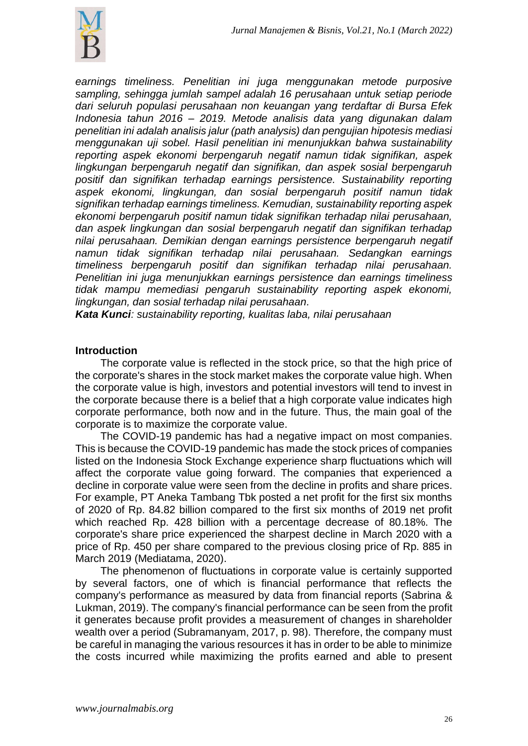*earnings timeliness. Penelitian ini juga menggunakan metode purposive sampling, sehingga jumlah sampel adalah 16 perusahaan untuk setiap periode dari seluruh populasi perusahaan non keuangan yang terdaftar di Bursa Efek Indonesia tahun 2016 – 2019. Metode analisis data yang digunakan dalam penelitian ini adalah analisis jalur (path analysys) dan pengujian hipotesis mediasi menggunakan uji sobel. Hasil penelitian ini menunjukkan bahwa sustainability reporting aspek ekonomi berpengaruh negatif namun tidak signifikan, aspek lingkungan berpengaruh negatif dan signifikan, dan aspek sosial berpengaruh positif dan signifikan terhadap earnings persistence. Sustainability reporting aspek ekonomi, lingkungan, dan sosial berpengaruh positif namun tidak signifikan terhadap earnings timeliness. Kemudian, sustainability reporting aspek ekonomi berpengaruh positif namun tidak signifikan terhadap nilai perusahaan, dan aspek lingkungan dan sosial berpengaruh negatif dan signifikan terhadap nilai perusahaan. Demikian dengan earnings persistence berpengaruh negatif namun tidak signifikan terhadap nilai perusahaan. Sedangkan earnings timeliness berpengaruh positif dan signifikan terhadap nilai perusahaan. Penelitian ini juga menunjukkan earnings persistence dan earnings timeliness tidak mampu memediasi pengaruh sustainability reporting aspek ekonomi, lingkungan, dan sosial terhadap nilai perusahaan.*

***Kata Kunci****: sustainability reporting, kualitas laba, nilai perusahaan*

## Introduction

The corporate value is reflected in the stock price, so that the high price of the corporate's shares in the stock market makes the corporate value high. When the corporate value is high, investors and potential investors will tend to invest in the corporate because there is a belief that a high corporate value indicates high corporate performance, both now and in the future. Thus, the main goal of the corporate is to maximize the corporate value.

The COVID-19 pandemic has had a negative impact on most companies. This is because the COVID-19 pandemic has made the stock prices of companies listed on the Indonesia Stock Exchange experience sharp fluctuations which will affect the corporate value going forward. The companies that experienced a decline in corporate value were seen from the decline in profits and share prices. For example, PT Aneka Tambang Tbk posted a net profit for the first six months of 2020 of Rp. 84.82 billion compared to the first six months of 2019 net profit which reached Rp. 428 billion with a percentage decrease of 80.18%. The corporate's share price experienced the sharpest decline in March 2020 with a price of Rp. 450 per share compared to the previous closing price of Rp. 885 in March 2019 (Mediatama, 2020).

The phenomenon of fluctuations in corporate value is certainly supported by several factors, one of which is financial performance that reflects the company's performance as measured by data from financial reports (Sabrina & Lukman, 2019). The company's financial performance can be seen from the profit it generates because profit provides a measurement of changes in shareholder wealth over a period (Subramanyam, 2017, p. 98). Therefore, the company must be careful in managing the various resources it has in order to be able to minimize the costs incurred while maximizing the profits earned and able to present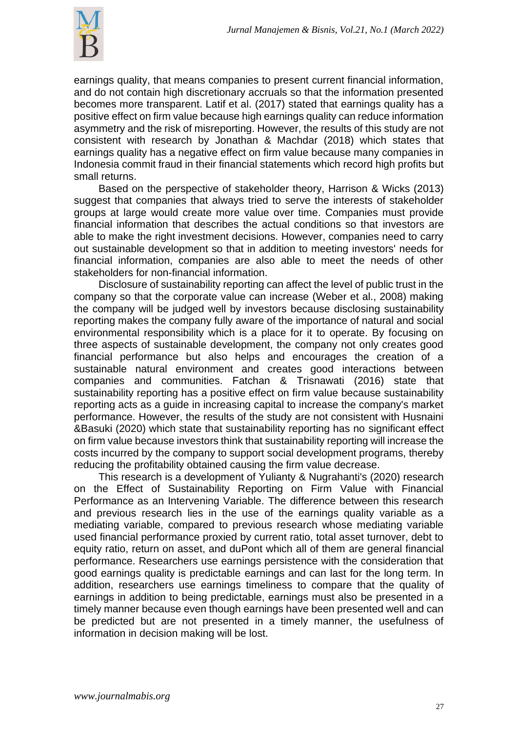earnings quality, that means companies to present current financial information, and do not contain high discretionary accruals so that the information presented becomes more transparent. Latif et al. (2017) stated that earnings quality has a positive effect on firm value because high earnings quality can reduce information asymmetry and the risk of misreporting. However, the results of this study are not consistent with research by Jonathan & Machdar (2018) which states that earnings quality has a negative effect on firm value because many companies in Indonesia commit fraud in their financial statements which record high profits but small returns.

Based on the perspective of stakeholder theory, Harrison & Wicks (2013) suggest that companies that always tried to serve the interests of stakeholder groups at large would create more value over time. Companies must provide financial information that describes the actual conditions so that investors are able to make the right investment decisions. However, companies need to carry out sustainable development so that in addition to meeting investors' needs for financial information, companies are also able to meet the needs of other stakeholders for non-financial information.

Disclosure of sustainability reporting can affect the level of public trust in the company so that the corporate value can increase (Weber et al., 2008) making the company will be judged well by investors because disclosing sustainability reporting makes the company fully aware of the importance of natural and social environmental responsibility which is a place for it to operate. By focusing on three aspects of sustainable development, the company not only creates good financial performance but also helps and encourages the creation of a sustainable natural environment and creates good interactions between companies and communities. Fatchan & Trisnawati (2016) state that sustainability reporting has a positive effect on firm value because sustainability reporting acts as a guide in increasing capital to increase the company's market performance. However, the results of the study are not consistent with Husnaini &Basuki (2020) which state that sustainability reporting has no significant effect on firm value because investors think that sustainability reporting will increase the costs incurred by the company to support social development programs, thereby reducing the profitability obtained causing the firm value decrease.

This research is a development of Yulianty & Nugrahanti's (2020) research on the Effect of Sustainability Reporting on Firm Value with Financial Performance as an Intervening Variable. The difference between this research and previous research lies in the use of the earnings quality variable as a mediating variable, compared to previous research whose mediating variable used financial performance proxied by current ratio, total asset turnover, debt to equity ratio, return on asset, and duPont which all of them are general financial performance. Researchers use earnings persistence with the consideration that good earnings quality is predictable earnings and can last for the long term. In addition, researchers use earnings timeliness to compare that the quality of earnings in addition to being predictable, earnings must also be presented in a timely manner because even though earnings have been presented well and can be predicted but are not presented in a timely manner, the usefulness of information in decision making will be lost.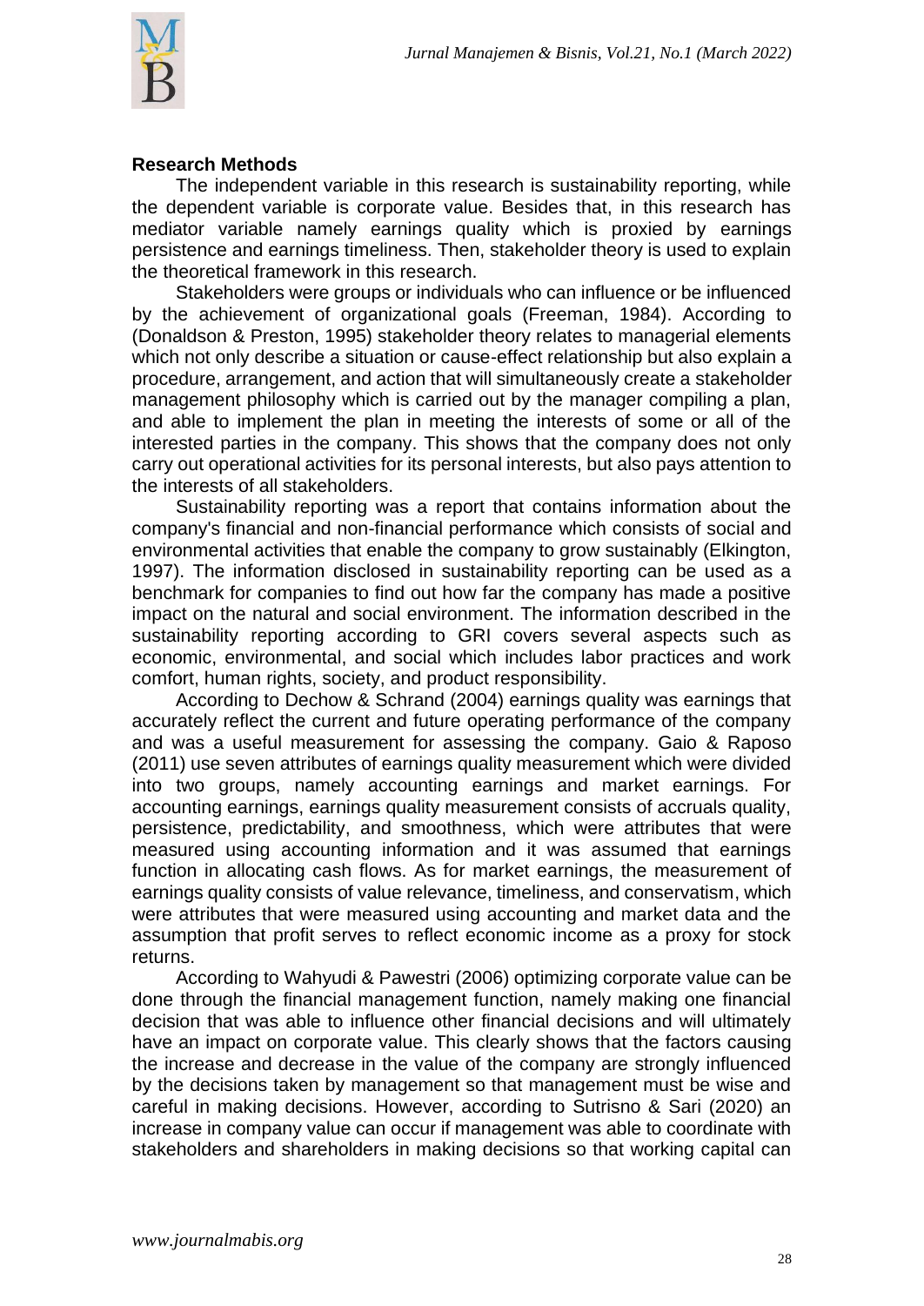## Research Methods

The independent variable in this research is sustainability reporting, while the dependent variable is corporate value. Besides that, in this research has mediator variable namely earnings quality which is proxied by earnings persistence and earnings timeliness. Then, stakeholder theory is used to explain the theoretical framework in this research.

Stakeholders were groups or individuals who can influence or be influenced by the achievement of organizational goals (Freeman, 1984). According to (Donaldson & Preston, 1995) stakeholder theory relates to managerial elements which not only describe a situation or cause-effect relationship but also explain a procedure, arrangement, and action that will simultaneously create a stakeholder management philosophy which is carried out by the manager compiling a plan, and able to implement the plan in meeting the interests of some or all of the interested parties in the company. This shows that the company does not only carry out operational activities for its personal interests, but also pays attention to the interests of all stakeholders.

Sustainability reporting was a report that contains information about the company's financial and non-financial performance which consists of social and environmental activities that enable the company to grow sustainably (Elkington, 1997). The information disclosed in sustainability reporting can be used as a benchmark for companies to find out how far the company has made a positive impact on the natural and social environment. The information described in the sustainability reporting according to GRI covers several aspects such as economic, environmental, and social which includes labor practices and work comfort, human rights, society, and product responsibility.

According to Dechow & Schrand (2004) earnings quality was earnings that accurately reflect the current and future operating performance of the company and was a useful measurement for assessing the company. Gaio & Raposo (2011) use seven attributes of earnings quality measurement which were divided into two groups, namely accounting earnings and market earnings. For accounting earnings, earnings quality measurement consists of accruals quality, persistence, predictability, and smoothness, which were attributes that were measured using accounting information and it was assumed that earnings function in allocating cash flows. As for market earnings, the measurement of earnings quality consists of value relevance, timeliness, and conservatism, which were attributes that were measured using accounting and market data and the assumption that profit serves to reflect economic income as a proxy for stock returns.

According to Wahyudi & Pawestri (2006) optimizing corporate value can be done through the financial management function, namely making one financial decision that was able to influence other financial decisions and will ultimately have an impact on corporate value. This clearly shows that the factors causing the increase and decrease in the value of the company are strongly influenced by the decisions taken by management so that management must be wise and careful in making decisions. However, according to Sutrisno & Sari (2020) an increase in company value can occur if management was able to coordinate with stakeholders and shareholders in making decisions so that working capital can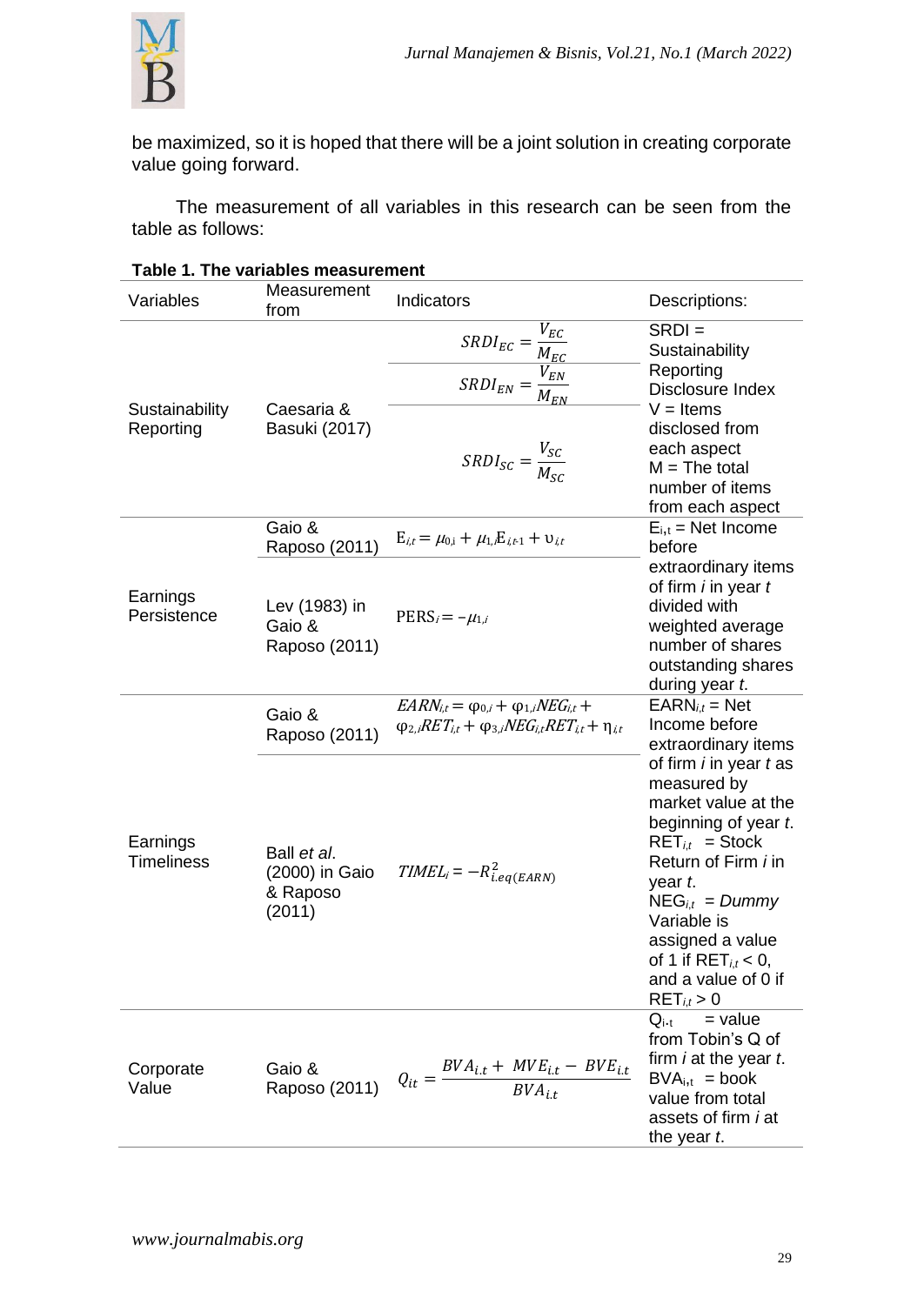be maximized, so it is hoped that there will be a joint solution in creating corporate value going forward.

The measurement of all variables in this research can be seen from the table as follows:

**Table 1. The variables measurement**

| Variables | Measurement from | Indicators | Descriptions: |
|---|---|---|---|
| Sustainability Reporting | Caesaria & Basuki (2017) | $SRDI_{EC} = \frac{V_{EC}}{M_{EC}}$ <br> $SRDI_{EN} = \frac{V_{EN}}{M_{EN}}$ <br> $SRDI_{SC} = \frac{V_{SC}}{M_{SC}}$ | SRDI = Sustainability Reporting Disclosure Index <br> V = Items disclosed from each aspect <br> M = The total number of items from each aspect |
| Earnings Persistence | Gaio & Raposo (2011) | $E_{i,t} = \mu_{0,i} + \mu_{1,i}E_{i,t-1} + \upsilon_{i,t}$ | $E_{i,t}$ = Net Income before extraordinary items of firm *i* in year *t* divided with weighted average number of shares outstanding shares during year *t*. |
| | Lev (1983) in Gaio & Raposo (2011) | $PERS_i = -\mu_{1,i}$ | |
| Earnings Timeliness | Gaio & Raposo (2011) | $EARN_{i,t} = \varphi_{0,i} + \varphi_{1,i}NEG_{i,t} + \varphi_{2,i}RET_{i,t} + \varphi_{3,i}NEG_{i,t}RET_{i,t} + \eta_{i,t}$ | $EARN_{i,t}$ = Net Income before extraordinary items of firm *i* in year *t* as measured by market value at the beginning of year *t*. <br> $RET_{i,t}$ = Stock Return of Firm *i* in year *t*. <br> $NEG_{i,t}$ = *Dummy* Variable is assigned a value of 1 if $RET_{i,t} < 0$, and a value of 0 if $RET_{i,t} > 0$ |
| | Ball *et al*. (2000) in Gaio & Raposo (2011) | $TIMEL_i = -R^2_{i.eq(EARN)}$ | |
| Corporate Value | Gaio & Raposo (2011) | $Q_{it} = \frac{BVA_{i.t} + MVE_{i.t} - BVE_{i.t}}{BVA_{i.t}}$ | $Q_{i.t}$ = value from Tobin's Q of firm *i* at the year *t*. <br> $BVA_{i,t}$ = book value from total assets of firm *i* at the year *t*. |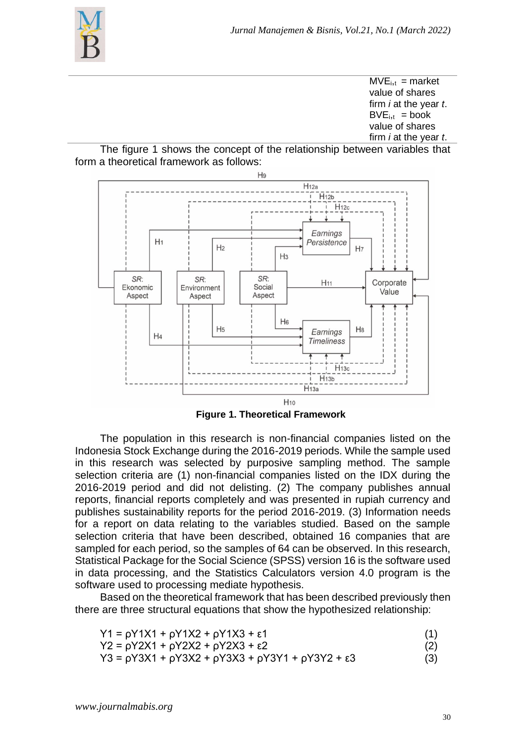$MVE_{i,t}$ = market value of shares firm *i* at the year *t*.
$BVE_{i,t}$ = book value of shares firm *i* at the year *t*.

The figure 1 shows the concept of the relationship between variables that form a theoretical framework as follows:

**Figure 1. Theoretical Framework**

The population in this research is non-financial companies listed on the Indonesia Stock Exchange during the 2016-2019 periods. While the sample used in this research was selected by purposive sampling method. The sample selection criteria are (1) non-financial companies listed on the IDX during the 2016-2019 period and did not delisting. (2) The company publishes annual reports, financial reports completely and was presented in rupiah currency and publishes sustainability reports for the period 2016-2019. (3) Information needs for a report on data relating to the variables studied. Based on the sample selection criteria that have been described, obtained 16 companies that are sampled for each period, so the samples of 64 can be observed. In this research, Statistical Package for the Social Science (SPSS) version 16 is the software used in data processing, and the Statistics Calculators version 4.0 program is the software used to processing mediate hypothesis.

Based on the theoretical framework that has been described previously then there are three structural equations that show the hypothesized relationship:

$$Y1 = \rho Y1X1 + \rho Y1X2 + \rho Y1X3 + \varepsilon 1 \quad (1)$$

$$Y2 = \rho Y2X1 + \rho Y2X2 + \rho Y2X3 + \varepsilon 2 \quad (2)$$

$$Y3 = \rho Y3X1 + \rho Y3X2 + \rho Y3X3 + \rho Y3Y1 + \rho Y3Y2 + \varepsilon 3 \quad (3)$$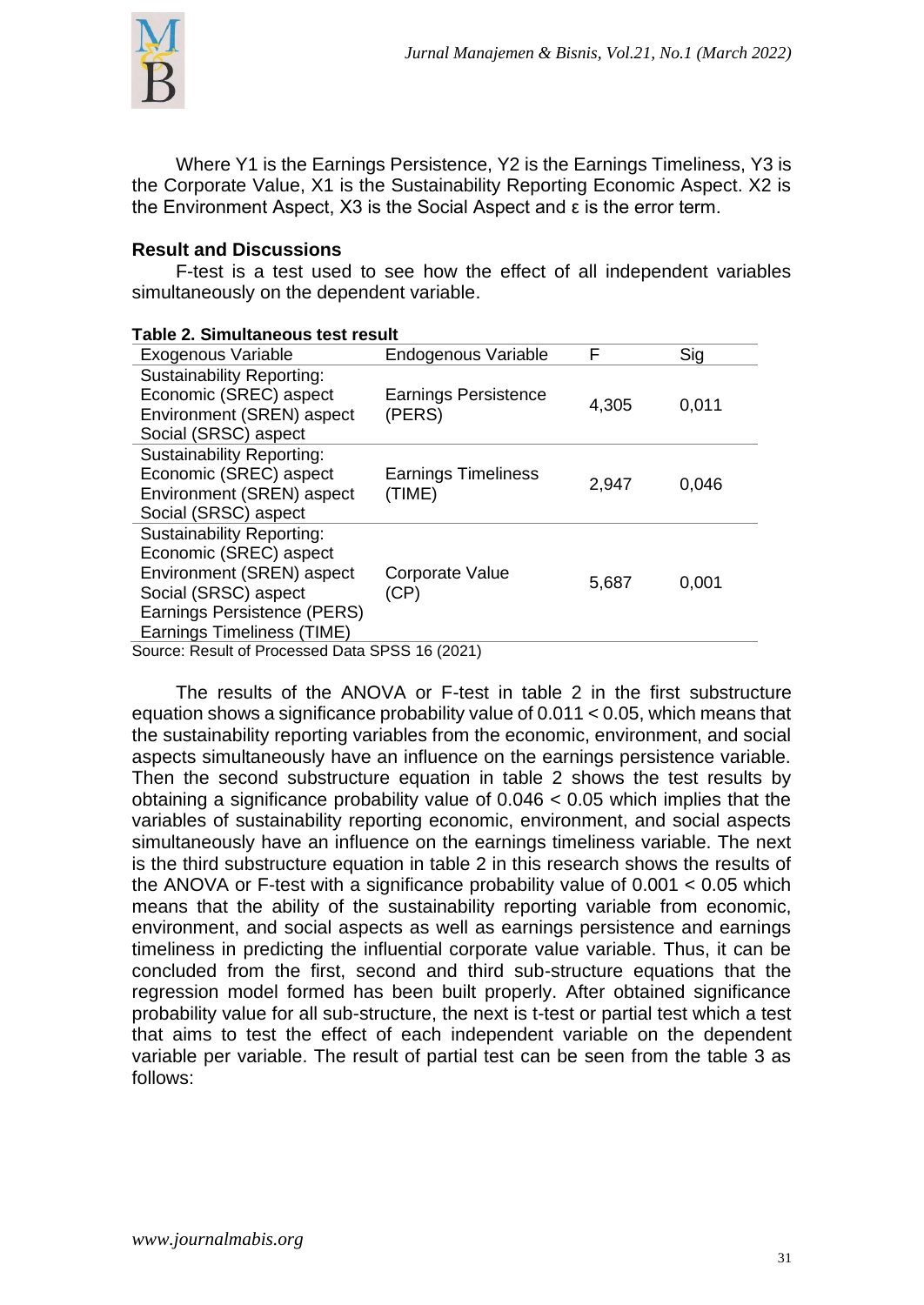Where Y1 is the Earnings Persistence, Y2 is the Earnings Timeliness, Y3 is the Corporate Value, X1 is the Sustainability Reporting Economic Aspect. X2 is the Environment Aspect, X3 is the Social Aspect and ε is the error term.

## Result and Discussions

F-test is a test used to see how the effect of all independent variables simultaneously on the dependent variable.

**Table 2. Simultaneous test result**

| Exogenous Variable | Endogenous Variable | F | Sig |
|---|---|---|---|
| Sustainability Reporting:<br>Economic (SREC) aspect<br>Environment (SREN) aspect<br>Social (SRSC) aspect | Earnings Persistence (PERS) | 4,305 | 0,011 |
| Sustainability Reporting:<br>Economic (SREC) aspect<br>Environment (SREN) aspect<br>Social (SRSC) aspect | Earnings Timeliness (TIME) | 2,947 | 0,046 |
| Sustainability Reporting:<br>Economic (SREC) aspect<br>Environment (SREN) aspect<br>Social (SRSC) aspect<br>Earnings Persistence (PERS)<br>Earnings Timeliness (TIME) | Corporate Value (CP) | 5,687 | 0,001 |

Source: Result of Processed Data SPSS 16 (2021)

The results of the ANOVA or F-test in table 2 in the first substructure equation shows a significance probability value of 0.011 < 0.05, which means that the sustainability reporting variables from the economic, environment, and social aspects simultaneously have an influence on the earnings persistence variable. Then the second substructure equation in table 2 shows the test results by obtaining a significance probability value of 0.046 < 0.05 which implies that the variables of sustainability reporting economic, environment, and social aspects simultaneously have an influence on the earnings timeliness variable. The next is the third substructure equation in table 2 in this research shows the results of the ANOVA or F-test with a significance probability value of 0.001 < 0.05 which means that the ability of the sustainability reporting variable from economic, environment, and social aspects as well as earnings persistence and earnings timeliness in predicting the influential corporate value variable. Thus, it can be concluded from the first, second and third sub-structure equations that the regression model formed has been built properly. After obtained significance probability value for all sub-structure, the next is t-test or partial test which a test that aims to test the effect of each independent variable on the dependent variable per variable. The result of partial test can be seen from the table 3 as follows: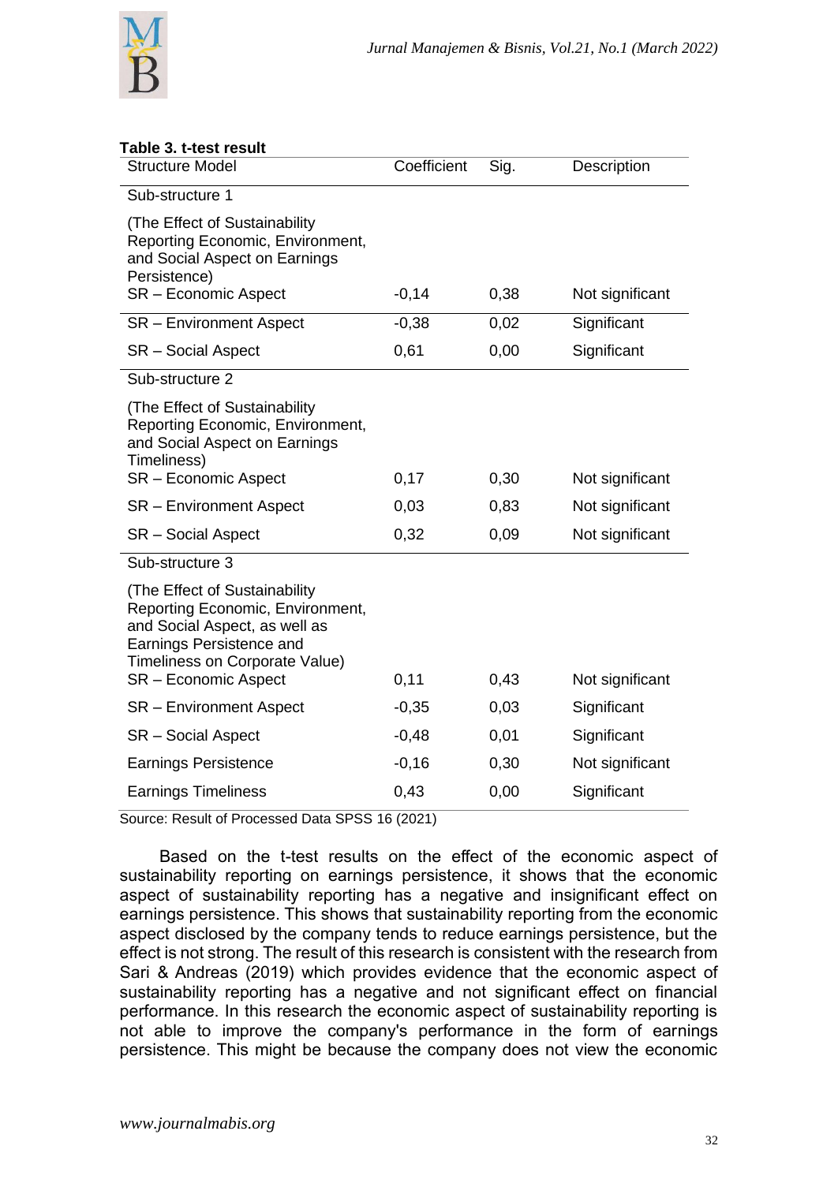**Table 3. t-test result**

| Structure Model | Coefficient | Sig. | Description |
|---|---|---|---|
| Sub-structure 1 | | | |
| (The Effect of Sustainability Reporting Economic, Environment, and Social Aspect on Earnings Persistence) | | | |
| SR – Economic Aspect | -0,14 | 0,38 | Not significant |
| SR – Environment Aspect | -0,38 | 0,02 | Significant |
| SR – Social Aspect | 0,61 | 0,00 | Significant |
| Sub-structure 2 | | | |
| (The Effect of Sustainability Reporting Economic, Environment, and Social Aspect on Earnings Timeliness) | | | |
| SR – Economic Aspect | 0,17 | 0,30 | Not significant |
| SR – Environment Aspect | 0,03 | 0,83 | Not significant |
| SR – Social Aspect | 0,32 | 0,09 | Not significant |
| Sub-structure 3 | | | |
| (The Effect of Sustainability Reporting Economic, Environment, and Social Aspect, as well as Earnings Persistence and Timeliness on Corporate Value) | | | |
| SR – Economic Aspect | 0,11 | 0,43 | Not significant |
| SR – Environment Aspect | -0,35 | 0,03 | Significant |
| SR – Social Aspect | -0,48 | 0,01 | Significant |
| Earnings Persistence | -0,16 | 0,30 | Not significant |
| Earnings Timeliness | 0,43 | 0,00 | Significant |

Source: Result of Processed Data SPSS 16 (2021)

Based on the t-test results on the effect of the economic aspect of sustainability reporting on earnings persistence, it shows that the economic aspect of sustainability reporting has a negative and insignificant effect on earnings persistence. This shows that sustainability reporting from the economic aspect disclosed by the company tends to reduce earnings persistence, but the effect is not strong. The result of this research is consistent with the research from Sari & Andreas (2019) which provides evidence that the economic aspect of sustainability reporting has a negative and not significant effect on financial performance. In this research the economic aspect of sustainability reporting is not able to improve the company's performance in the form of earnings persistence. This might be because the company does not view the economic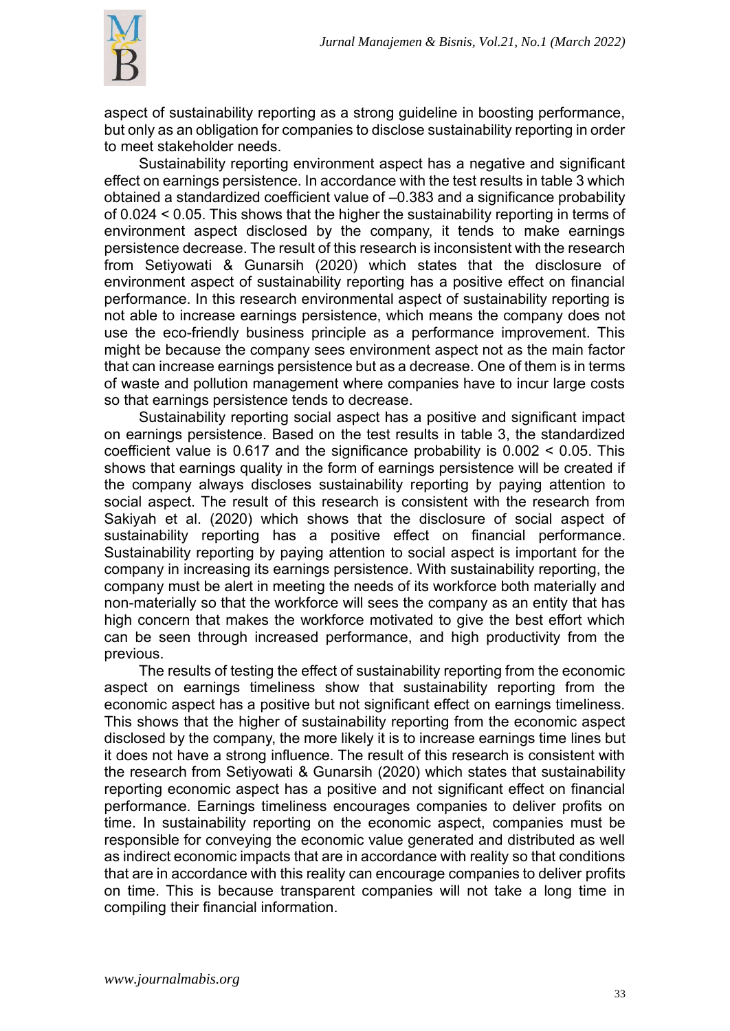aspect of sustainability reporting as a strong guideline in boosting performance, but only as an obligation for companies to disclose sustainability reporting in order to meet stakeholder needs.

Sustainability reporting environment aspect has a negative and significant effect on earnings persistence. In accordance with the test results in table 3 which obtained a standardized coefficient value of –0.383 and a significance probability of 0.024 < 0.05. This shows that the higher the sustainability reporting in terms of environment aspect disclosed by the company, it tends to make earnings persistence decrease. The result of this research is inconsistent with the research from Setiyowati & Gunarsih (2020) which states that the disclosure of environment aspect of sustainability reporting has a positive effect on financial performance. In this research environmental aspect of sustainability reporting is not able to increase earnings persistence, which means the company does not use the eco-friendly business principle as a performance improvement. This might be because the company sees environment aspect not as the main factor that can increase earnings persistence but as a decrease. One of them is in terms of waste and pollution management where companies have to incur large costs so that earnings persistence tends to decrease.

Sustainability reporting social aspect has a positive and significant impact on earnings persistence. Based on the test results in table 3, the standardized coefficient value is 0.617 and the significance probability is 0.002 < 0.05. This shows that earnings quality in the form of earnings persistence will be created if the company always discloses sustainability reporting by paying attention to social aspect. The result of this research is consistent with the research from Sakiyah et al. (2020) which shows that the disclosure of social aspect of sustainability reporting has a positive effect on financial performance. Sustainability reporting by paying attention to social aspect is important for the company in increasing its earnings persistence. With sustainability reporting, the company must be alert in meeting the needs of its workforce both materially and non-materially so that the workforce will sees the company as an entity that has high concern that makes the workforce motivated to give the best effort which can be seen through increased performance, and high productivity from the previous.

The results of testing the effect of sustainability reporting from the economic aspect on earnings timeliness show that sustainability reporting from the economic aspect has a positive but not significant effect on earnings timeliness. This shows that the higher of sustainability reporting from the economic aspect disclosed by the company, the more likely it is to increase earnings time lines but it does not have a strong influence. The result of this research is consistent with the research from Setiyowati & Gunarsih (2020) which states that sustainability reporting economic aspect has a positive and not significant effect on financial performance. Earnings timeliness encourages companies to deliver profits on time. In sustainability reporting on the economic aspect, companies must be responsible for conveying the economic value generated and distributed as well as indirect economic impacts that are in accordance with reality so that conditions that are in accordance with this reality can encourage companies to deliver profits on time. This is because transparent companies will not take a long time in compiling their financial information.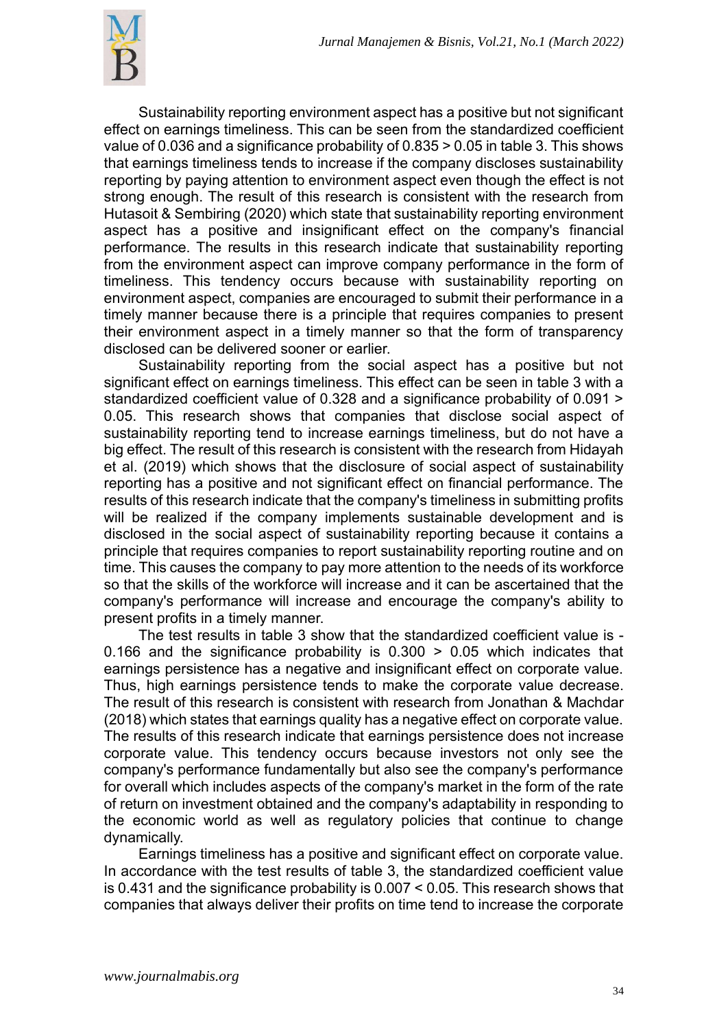Sustainability reporting environment aspect has a positive but not significant effect on earnings timeliness. This can be seen from the standardized coefficient value of 0.036 and a significance probability of 0.835 > 0.05 in table 3. This shows that earnings timeliness tends to increase if the company discloses sustainability reporting by paying attention to environment aspect even though the effect is not strong enough. The result of this research is consistent with the research from Hutasoit & Sembiring (2020) which state that sustainability reporting environment aspect has a positive and insignificant effect on the company's financial performance. The results in this research indicate that sustainability reporting from the environment aspect can improve company performance in the form of timeliness. This tendency occurs because with sustainability reporting on environment aspect, companies are encouraged to submit their performance in a timely manner because there is a principle that requires companies to present their environment aspect in a timely manner so that the form of transparency disclosed can be delivered sooner or earlier.

Sustainability reporting from the social aspect has a positive but not significant effect on earnings timeliness. This effect can be seen in table 3 with a standardized coefficient value of 0.328 and a significance probability of 0.091 > 0.05. This research shows that companies that disclose social aspect of sustainability reporting tend to increase earnings timeliness, but do not have a big effect. The result of this research is consistent with the research from Hidayah et al. (2019) which shows that the disclosure of social aspect of sustainability reporting has a positive and not significant effect on financial performance. The results of this research indicate that the company's timeliness in submitting profits will be realized if the company implements sustainable development and is disclosed in the social aspect of sustainability reporting because it contains a principle that requires companies to report sustainability reporting routine and on time. This causes the company to pay more attention to the needs of its workforce so that the skills of the workforce will increase and it can be ascertained that the company's performance will increase and encourage the company's ability to present profits in a timely manner.

The test results in table 3 show that the standardized coefficient value is -0.166 and the significance probability is 0.300 > 0.05 which indicates that earnings persistence has a negative and insignificant effect on corporate value. Thus, high earnings persistence tends to make the corporate value decrease. The result of this research is consistent with research from Jonathan & Machdar (2018) which states that earnings quality has a negative effect on corporate value. The results of this research indicate that earnings persistence does not increase corporate value. This tendency occurs because investors not only see the company's performance fundamentally but also see the company's performance for overall which includes aspects of the company's market in the form of the rate of return on investment obtained and the company's adaptability in responding to the economic world as well as regulatory policies that continue to change dynamically.

Earnings timeliness has a positive and significant effect on corporate value. In accordance with the test results of table 3, the standardized coefficient value is 0.431 and the significance probability is 0.007 < 0.05. This research shows that companies that always deliver their profits on time tend to increase the corporate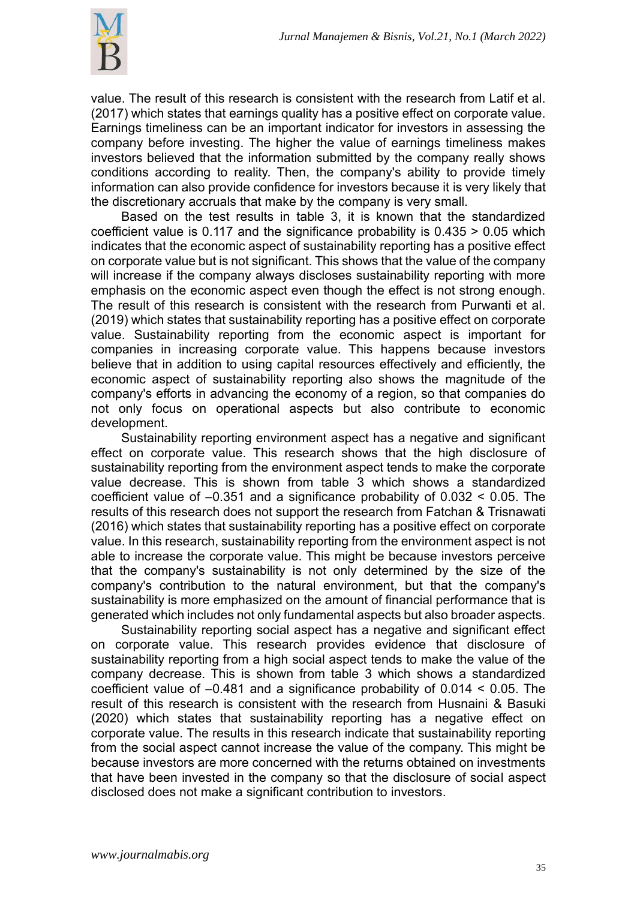value. The result of this research is consistent with the research from Latif et al. (2017) which states that earnings quality has a positive effect on corporate value. Earnings timeliness can be an important indicator for investors in assessing the company before investing. The higher the value of earnings timeliness makes investors believed that the information submitted by the company really shows conditions according to reality. Then, the company's ability to provide timely information can also provide confidence for investors because it is very likely that the discretionary accruals that make by the company is very small.

Based on the test results in table 3, it is known that the standardized coefficient value is 0.117 and the significance probability is 0.435 > 0.05 which indicates that the economic aspect of sustainability reporting has a positive effect on corporate value but is not significant. This shows that the value of the company will increase if the company always discloses sustainability reporting with more emphasis on the economic aspect even though the effect is not strong enough. The result of this research is consistent with the research from Purwanti et al. (2019) which states that sustainability reporting has a positive effect on corporate value. Sustainability reporting from the economic aspect is important for companies in increasing corporate value. This happens because investors believe that in addition to using capital resources effectively and efficiently, the economic aspect of sustainability reporting also shows the magnitude of the company's efforts in advancing the economy of a region, so that companies do not only focus on operational aspects but also contribute to economic development.

Sustainability reporting environment aspect has a negative and significant effect on corporate value. This research shows that the high disclosure of sustainability reporting from the environment aspect tends to make the corporate value decrease. This is shown from table 3 which shows a standardized coefficient value of –0.351 and a significance probability of 0.032 < 0.05. The results of this research does not support the research from Fatchan & Trisnawati (2016) which states that sustainability reporting has a positive effect on corporate value. In this research, sustainability reporting from the environment aspect is not able to increase the corporate value. This might be because investors perceive that the company's sustainability is not only determined by the size of the company's contribution to the natural environment, but that the company's sustainability is more emphasized on the amount of financial performance that is generated which includes not only fundamental aspects but also broader aspects.

Sustainability reporting social aspect has a negative and significant effect on corporate value. This research provides evidence that disclosure of sustainability reporting from a high social aspect tends to make the value of the company decrease. This is shown from table 3 which shows a standardized coefficient value of –0.481 and a significance probability of 0.014 < 0.05. The result of this research is consistent with the research from Husnaini & Basuki (2020) which states that sustainability reporting has a negative effect on corporate value. The results in this research indicate that sustainability reporting from the social aspect cannot increase the value of the company. This might be because investors are more concerned with the returns obtained on investments that have been invested in the company so that the disclosure of social aspect disclosed does not make a significant contribution to investors.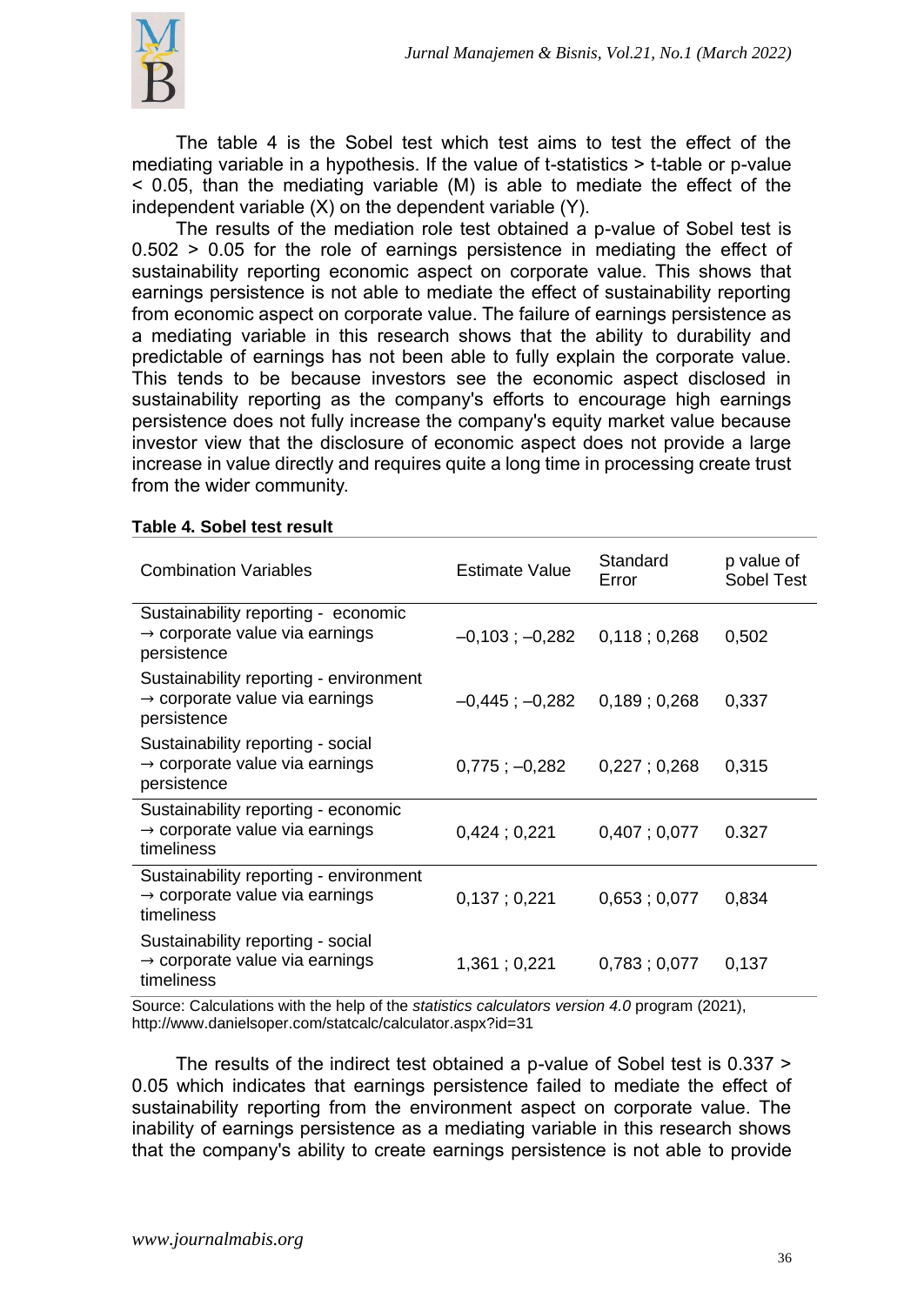The table 4 is the Sobel test which test aims to test the effect of the mediating variable in a hypothesis. If the value of t-statistics > t-table or p-value < 0.05, than the mediating variable (M) is able to mediate the effect of the independent variable (X) on the dependent variable (Y).

The results of the mediation role test obtained a p-value of Sobel test is 0.502 > 0.05 for the role of earnings persistence in mediating the effect of sustainability reporting economic aspect on corporate value. This shows that earnings persistence is not able to mediate the effect of sustainability reporting from economic aspect on corporate value. The failure of earnings persistence as a mediating variable in this research shows that the ability to durability and predictable of earnings has not been able to fully explain the corporate value. This tends to be because investors see the economic aspect disclosed in sustainability reporting as the company's efforts to encourage high earnings persistence does not fully increase the company's equity market value because investor view that the disclosure of economic aspect does not provide a large increase in value directly and requires quite a long time in processing create trust from the wider community.

**Table 4. Sobel test result**

| Combination Variables | Estimate Value | Standard Error | p value of Sobel Test |
|---|---|---|---|
| Sustainability reporting - economic → corporate value via earnings persistence | –0,103 ; –0,282 | 0,118 ; 0,268 | 0,502 |
| Sustainability reporting - environment → corporate value via earnings persistence | –0,445 ; –0,282 | 0,189 ; 0,268 | 0,337 |
| Sustainability reporting - social → corporate value via earnings persistence | 0,775 ; –0,282 | 0,227 ; 0,268 | 0,315 |
| Sustainability reporting - economic → corporate value via earnings timeliness | 0,424 ; 0,221 | 0,407 ; 0,077 | 0.327 |
| Sustainability reporting - environment → corporate value via earnings timeliness | 0,137 ; 0,221 | 0,653 ; 0,077 | 0,834 |
| Sustainability reporting - social → corporate value via earnings timeliness | 1,361 ; 0,221 | 0,783 ; 0,077 | 0,137 |

Source: Calculations with the help of the *statistics calculators version 4.0* program (2021), http://www.danielsoper.com/statcalc/calculator.aspx?id=31

The results of the indirect test obtained a p-value of Sobel test is 0.337 > 0.05 which indicates that earnings persistence failed to mediate the effect of sustainability reporting from the environment aspect on corporate value. The inability of earnings persistence as a mediating variable in this research shows that the company's ability to create earnings persistence is not able to provide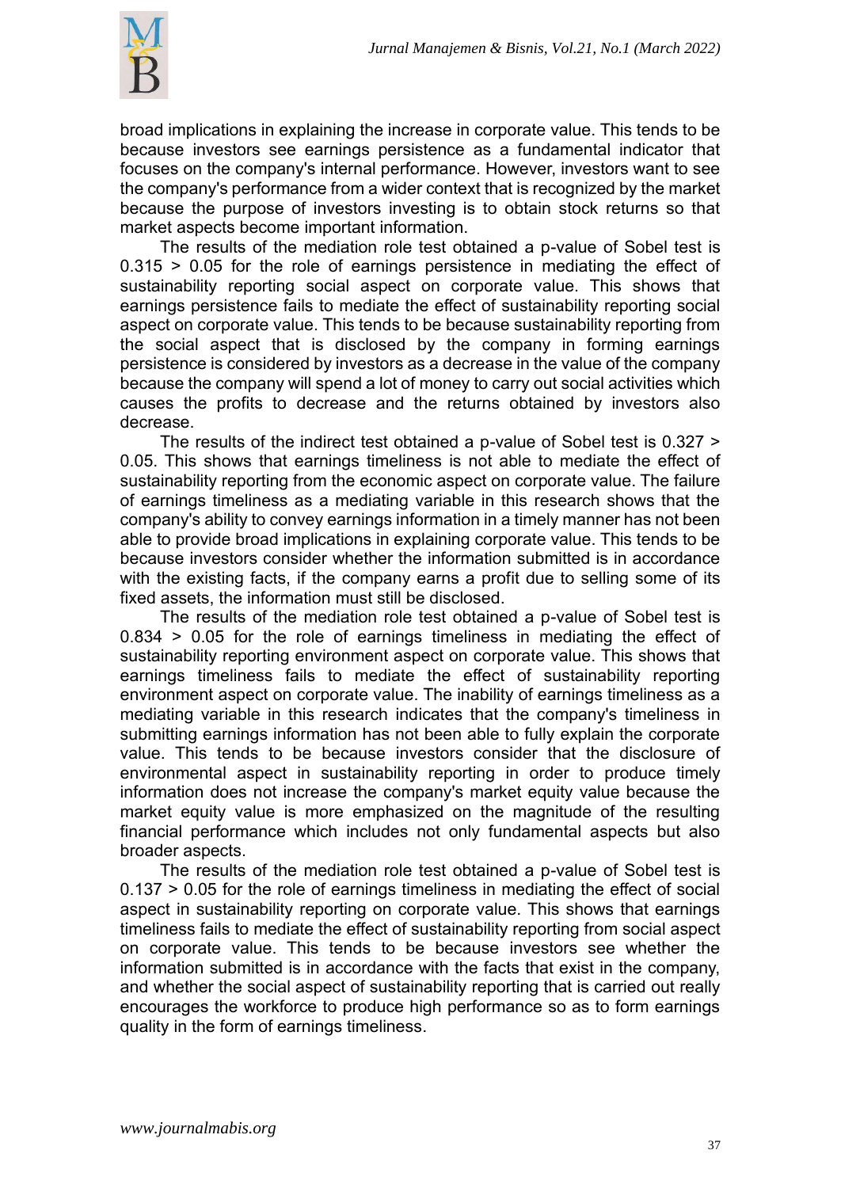broad implications in explaining the increase in corporate value. This tends to be because investors see earnings persistence as a fundamental indicator that focuses on the company's internal performance. However, investors want to see the company's performance from a wider context that is recognized by the market because the purpose of investors investing is to obtain stock returns so that market aspects become important information.

The results of the mediation role test obtained a p-value of Sobel test is 0.315 > 0.05 for the role of earnings persistence in mediating the effect of sustainability reporting social aspect on corporate value. This shows that earnings persistence fails to mediate the effect of sustainability reporting social aspect on corporate value. This tends to be because sustainability reporting from the social aspect that is disclosed by the company in forming earnings persistence is considered by investors as a decrease in the value of the company because the company will spend a lot of money to carry out social activities which causes the profits to decrease and the returns obtained by investors also decrease.

The results of the indirect test obtained a p-value of Sobel test is 0.327 > 0.05. This shows that earnings timeliness is not able to mediate the effect of sustainability reporting from the economic aspect on corporate value. The failure of earnings timeliness as a mediating variable in this research shows that the company's ability to convey earnings information in a timely manner has not been able to provide broad implications in explaining corporate value. This tends to be because investors consider whether the information submitted is in accordance with the existing facts, if the company earns a profit due to selling some of its fixed assets, the information must still be disclosed.

The results of the mediation role test obtained a p-value of Sobel test is 0.834 > 0.05 for the role of earnings timeliness in mediating the effect of sustainability reporting environment aspect on corporate value. This shows that earnings timeliness fails to mediate the effect of sustainability reporting environment aspect on corporate value. The inability of earnings timeliness as a mediating variable in this research indicates that the company's timeliness in submitting earnings information has not been able to fully explain the corporate value. This tends to be because investors consider that the disclosure of environmental aspect in sustainability reporting in order to produce timely information does not increase the company's market equity value because the market equity value is more emphasized on the magnitude of the resulting financial performance which includes not only fundamental aspects but also broader aspects.

The results of the mediation role test obtained a p-value of Sobel test is 0.137 > 0.05 for the role of earnings timeliness in mediating the effect of social aspect in sustainability reporting on corporate value. This shows that earnings timeliness fails to mediate the effect of sustainability reporting from social aspect on corporate value. This tends to be because investors see whether the information submitted is in accordance with the facts that exist in the company, and whether the social aspect of sustainability reporting that is carried out really encourages the workforce to produce high performance so as to form earnings quality in the form of earnings timeliness.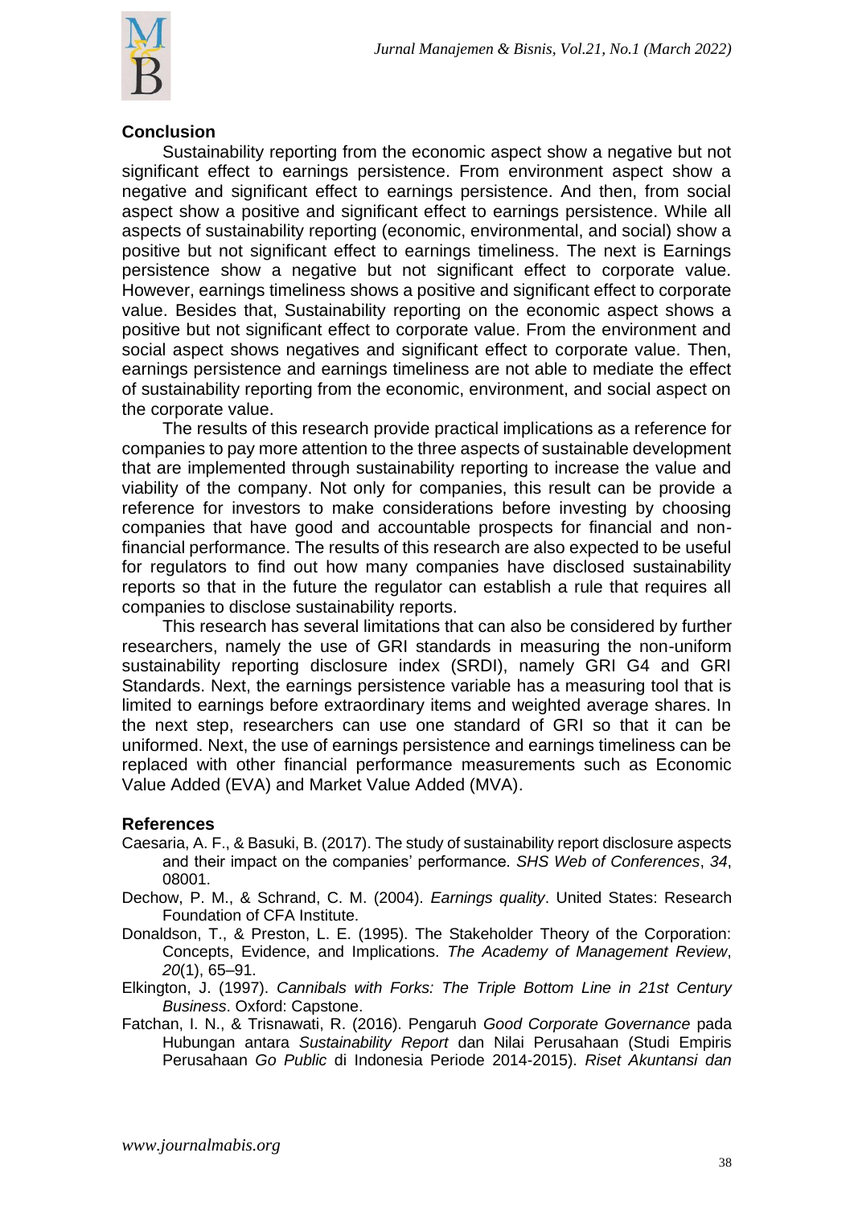## Conclusion

Sustainability reporting from the economic aspect show a negative but not significant effect to earnings persistence. From environment aspect show a negative and significant effect to earnings persistence. And then, from social aspect show a positive and significant effect to earnings persistence. While all aspects of sustainability reporting (economic, environmental, and social) show a positive but not significant effect to earnings timeliness. The next is Earnings persistence show a negative but not significant effect to corporate value. However, earnings timeliness shows a positive and significant effect to corporate value. Besides that, Sustainability reporting on the economic aspect shows a positive but not significant effect to corporate value. From the environment and social aspect shows negatives and significant effect to corporate value. Then, earnings persistence and earnings timeliness are not able to mediate the effect of sustainability reporting from the economic, environment, and social aspect on the corporate value.

The results of this research provide practical implications as a reference for companies to pay more attention to the three aspects of sustainable development that are implemented through sustainability reporting to increase the value and viability of the company. Not only for companies, this result can be provide a reference for investors to make considerations before investing by choosing companies that have good and accountable prospects for financial and non-financial performance. The results of this research are also expected to be useful for regulators to find out how many companies have disclosed sustainability reports so that in the future the regulator can establish a rule that requires all companies to disclose sustainability reports.

This research has several limitations that can also be considered by further researchers, namely the use of GRI standards in measuring the non-uniform sustainability reporting disclosure index (SRDI), namely GRI G4 and GRI Standards. Next, the earnings persistence variable has a measuring tool that is limited to earnings before extraordinary items and weighted average shares. In the next step, researchers can use one standard of GRI so that it can be uniformed. Next, the use of earnings persistence and earnings timeliness can be replaced with other financial performance measurements such as Economic Value Added (EVA) and Market Value Added (MVA).

## References

Caesaria, A. F., & Basuki, B. (2017). The study of sustainability report disclosure aspects and their impact on the companies' performance. *SHS Web of Conferences*, *34*, 08001.

Dechow, P. M., & Schrand, C. M. (2004). *Earnings quality*. United States: Research Foundation of CFA Institute.

Donaldson, T., & Preston, L. E. (1995). The Stakeholder Theory of the Corporation: Concepts, Evidence, and Implications. *The Academy of Management Review*, *20*(1), 65–91.

Elkington, J. (1997). *Cannibals with Forks: The Triple Bottom Line in 21st Century Business*. Oxford: Capstone.

Fatchan, I. N., & Trisnawati, R. (2016). Pengaruh *Good Corporate Governance* pada Hubungan antara *Sustainability Report* dan Nilai Perusahaan (Studi Empiris Perusahaan *Go Public* di Indonesia Periode 2014-2015). *Riset Akuntansi dan*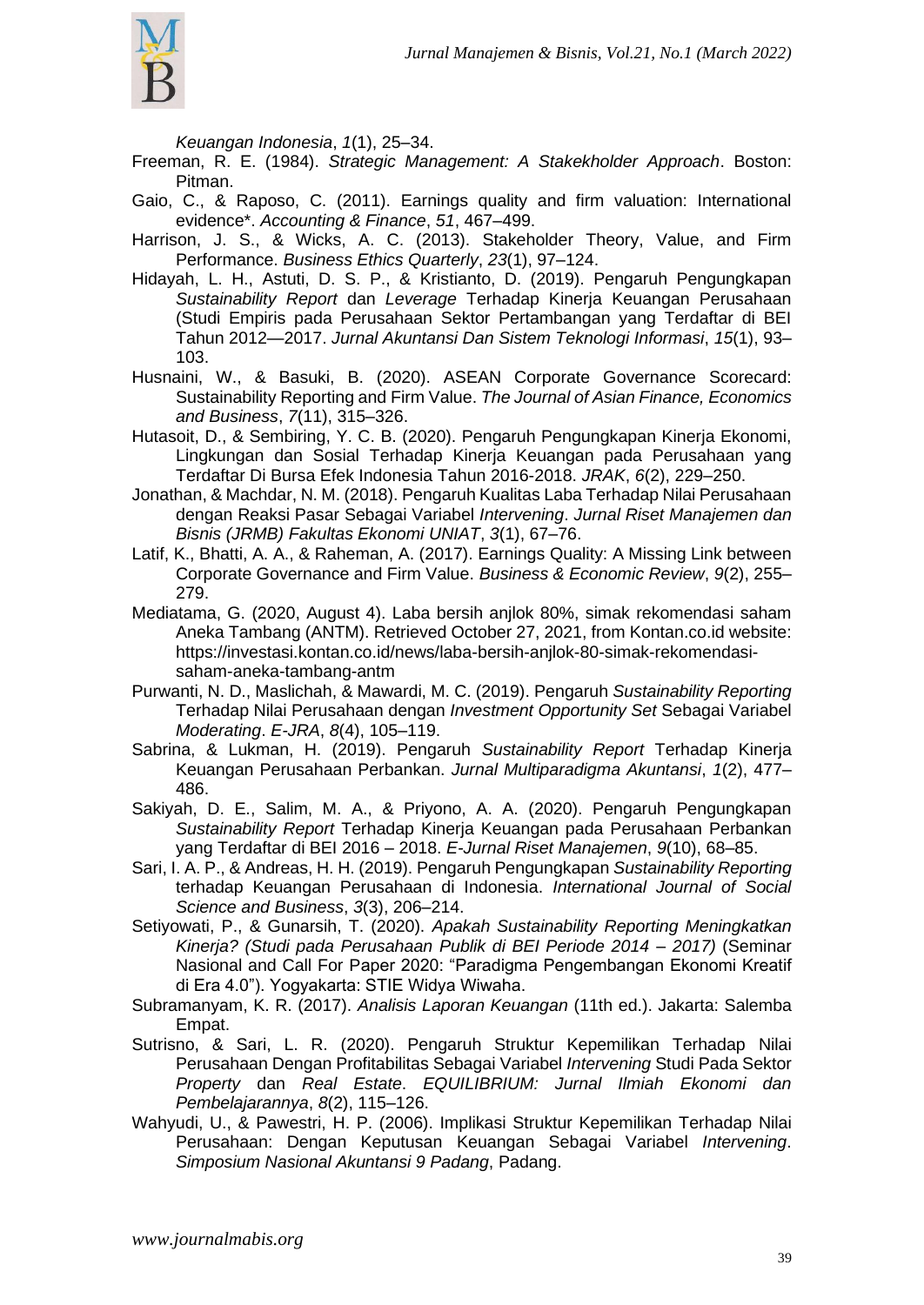*Keuangan Indonesia*, *1*(1), 25–34.

Freeman, R. E. (1984). *Strategic Management: A Stakekholder Approach*. Boston: Pitman.

Gaio, C., & Raposo, C. (2011). Earnings quality and firm valuation: International evidence*. *Accounting & Finance*, *51*, 467–499.

Harrison, J. S., & Wicks, A. C. (2013). Stakeholder Theory, Value, and Firm Performance. *Business Ethics Quarterly*, *23*(1), 97–124.

Hidayah, L. H., Astuti, D. S. P., & Kristianto, D. (2019). Pengaruh Pengungkapan *Sustainability Report* dan *Leverage* Terhadap Kinerja Keuangan Perusahaan (Studi Empiris pada Perusahaan Sektor Pertambangan yang Terdaftar di BEI Tahun 2012—2017. *Jurnal Akuntansi Dan Sistem Teknologi Informasi*, *15*(1), 93–103.

Husnaini, W., & Basuki, B. (2020). ASEAN Corporate Governance Scorecard: Sustainability Reporting and Firm Value. *The Journal of Asian Finance, Economics and Business*, *7*(11), 315–326.

Hutasoit, D., & Sembiring, Y. C. B. (2020). Pengaruh Pengungkapan Kinerja Ekonomi, Lingkungan dan Sosial Terhadap Kinerja Keuangan pada Perusahaan yang Terdaftar Di Bursa Efek Indonesia Tahun 2016-2018. *JRAK*, *6*(2), 229–250.

Jonathan, & Machdar, N. M. (2018). Pengaruh Kualitas Laba Terhadap Nilai Perusahaan dengan Reaksi Pasar Sebagai Variabel *Intervening*. *Jurnal Riset Manajemen dan Bisnis (JRMB) Fakultas Ekonomi UNIAT*, *3*(1), 67–76.

Latif, K., Bhatti, A. A., & Raheman, A. (2017). Earnings Quality: A Missing Link between Corporate Governance and Firm Value. *Business & Economic Review*, *9*(2), 255–279.

Mediatama, G. (2020, August 4). Laba bersih anjlok 80%, simak rekomendasi saham Aneka Tambang (ANTM). Retrieved October 27, 2021, from Kontan.co.id website: https://investasi.kontan.co.id/news/laba-bersih-anjlok-80-simak-rekomendasi-saham-aneka-tambang-antm

Purwanti, N. D., Maslichah, & Mawardi, M. C. (2019). Pengaruh *Sustainability Reporting* Terhadap Nilai Perusahaan dengan *Investment Opportunity Set* Sebagai Variabel *Moderating*. *E-JRA*, *8*(4), 105–119.

Sabrina, & Lukman, H. (2019). Pengaruh *Sustainability Report* Terhadap Kinerja Keuangan Perusahaan Perbankan. *Jurnal Multiparadigma Akuntansi*, *1*(2), 477–486.

Sakiyah, D. E., Salim, M. A., & Priyono, A. A. (2020). Pengaruh Pengungkapan *Sustainability Report* Terhadap Kinerja Keuangan pada Perusahaan Perbankan yang Terdaftar di BEI 2016 – 2018. *E-Jurnal Riset Manajemen*, *9*(10), 68–85.

Sari, I. A. P., & Andreas, H. H. (2019). Pengaruh Pengungkapan *Sustainability Reporting* terhadap Keuangan Perusahaan di Indonesia. *International Journal of Social Science and Business*, *3*(3), 206–214.

Setiyowati, P., & Gunarsih, T. (2020). *Apakah Sustainability Reporting Meningkatkan Kinerja? (Studi pada Perusahaan Publik di BEI Periode 2014 – 2017)* (Seminar Nasional and Call For Paper 2020: "Paradigma Pengembangan Ekonomi Kreatif di Era 4.0"). Yogyakarta: STIE Widya Wiwaha.

Subramanyam, K. R. (2017). *Analisis Laporan Keuangan* (11th ed.). Jakarta: Salemba Empat.

Sutrisno, & Sari, L. R. (2020). Pengaruh Struktur Kepemilikan Terhadap Nilai Perusahaan Dengan Profitabilitas Sebagai Variabel *Intervening* Studi Pada Sektor *Property* dan *Real Estate*. *EQUILIBRIUM: Jurnal Ilmiah Ekonomi dan Pembelajarannya*, *8*(2), 115–126.

Wahyudi, U., & Pawestri, H. P. (2006). Implikasi Struktur Kepemilikan Terhadap Nilai Perusahaan: Dengan Keputusan Keuangan Sebagai Variabel *Intervening*. *Simposium Nasional Akuntansi 9 Padang*, Padang.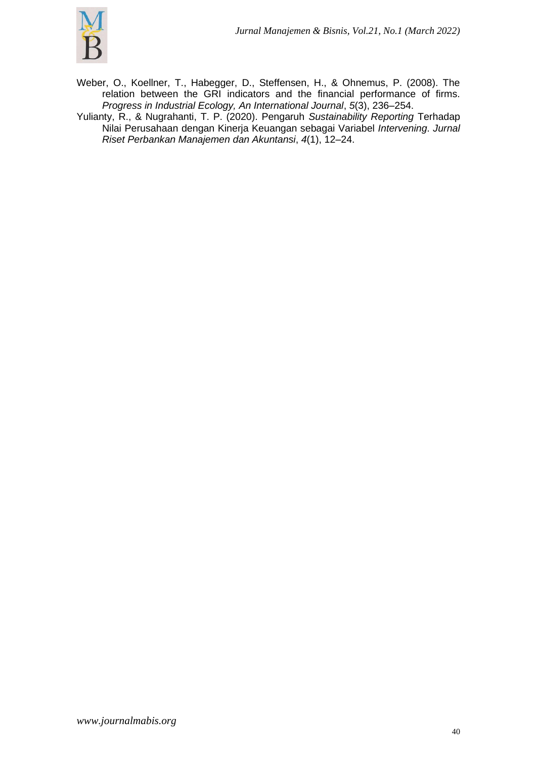Weber, O., Koellner, T., Habegger, D., Steffensen, H., & Ohnemus, P. (2008). The relation between the GRI indicators and the financial performance of firms. *Progress in Industrial Ecology, An International Journal*, *5*(3), 236–254.

Yulianty, R., & Nugrahanti, T. P. (2020). Pengaruh *Sustainability Reporting* Terhadap Nilai Perusahaan dengan Kinerja Keuangan sebagai Variabel *Intervening*. *Jurnal Riset Perbankan Manajemen dan Akuntansi*, *4*(1), 12–24.